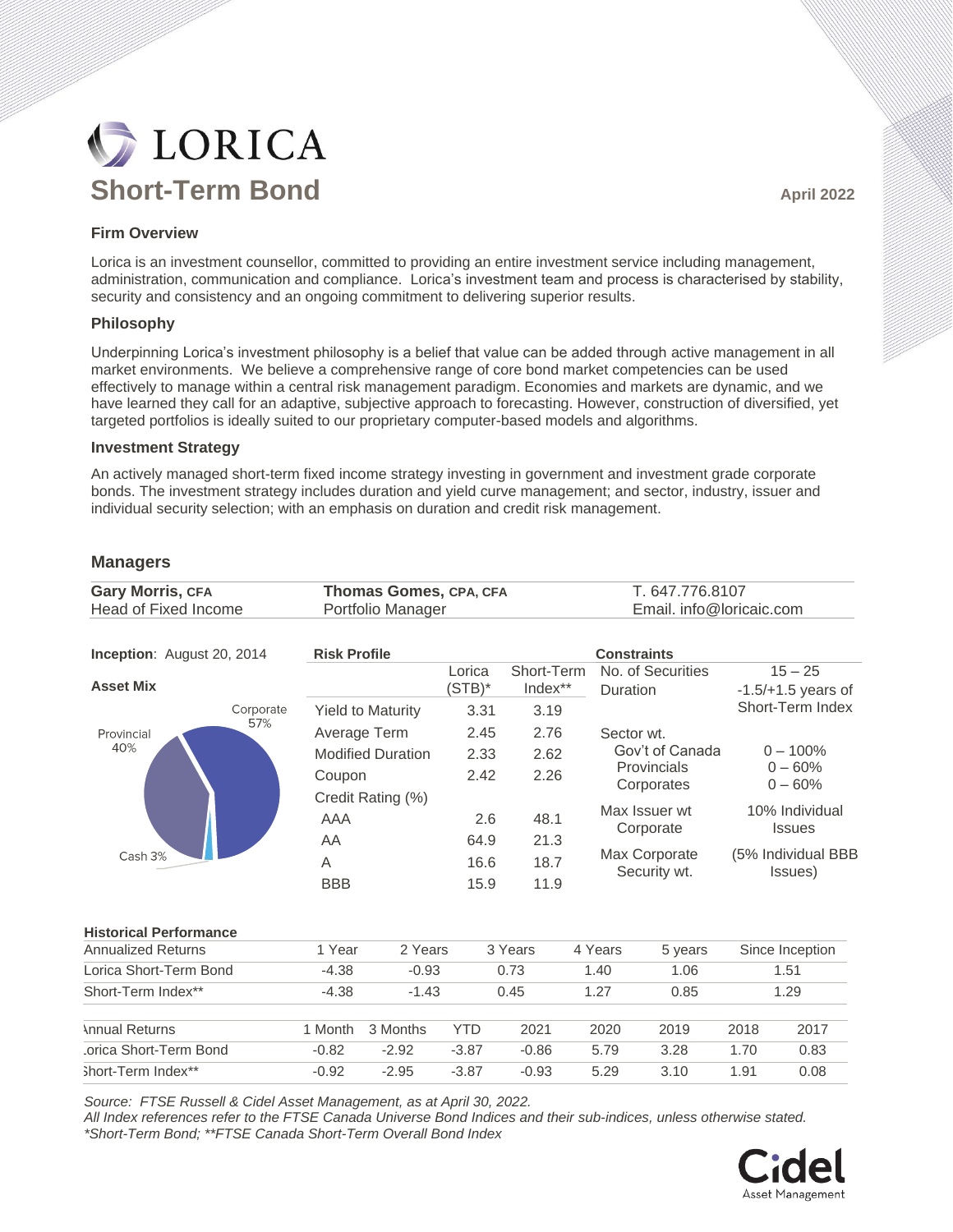# LORICA

## Short-Term Bond

**April 2022**

### Firm Overview

Lorica is an investment counsellor, committed to providing an entire investment service including management, administration, communication and compliance. Lorica's investment team and process is characterised by stability, security and consistency and an ongoing commitment to delivering superior results.

### Philosophy

Underpinning Lorica's investment philosophy is a belief that value can be added through active management in all market environments. We believe a comprehensive range of core bond market competencies can be used effectively to manage within a central risk management paradigm. Economies and markets are dynamic, and we have learned they call for an adaptive, subjective approach to forecasting. However, construction of diversified, yet targeted portfolios is ideally suited to our proprietary computer-based models and algorithms.

### Investment Strategy

An actively managed short-term fixed income strategy investing in government and investment grade corporate bonds. The investment strategy includes duration and yield curve management; and sector, industry, issuer and individual security selection; with an emphasis on duration and credit risk management.

### Managers

| **Gary Morris, CFA** | **Thomas Gomes, CPA, CFA** | T. 647.776.8107 |
|---|---|---|
| Head of Fixed Income | Portfolio Manager | Email. info@loricaic.com |

**Inception**: August 20, 2014

**Asset Mix**

- Corporate 57%
- Provincial 40%
- Cash 3%

**Risk Profile**

| | Lorica (STB)* | Short-Term Index** |
|---|---|---|
| Yield to Maturity | 3.31 | 3.19 |
| Average Term | 2.45 | 2.76 |
| Modified Duration | 2.33 | 2.62 |
| Coupon | 2.42 | 2.26 |
| Credit Rating (%) | | |
| AAA | 2.6 | 48.1 |
| AA | 64.9 | 21.3 |
| A | 16.6 | 18.7 |
| BBB | 15.9 | 11.9 |

**Constraints**

| | |
|---|---|
| No. of Securities | 15 – 25 |
| Duration | -1.5/+1.5 years of Short-Term Index |
| Sector wt. | |
| Gov't of Canada | 0 – 100% |
| Provincials | 0 – 60% |
| Corporates | 0 – 60% |
| Max Issuer wt Corporate | 10% Individual Issues |
| Max Corporate Security wt. | (5% Individual BBB Issues) |

**Historical Performance**

| Annualized Returns | 1 Year | 2 Years | 3 Years | 4 Years | 5 years | Since Inception |
|---|---|---|---|---|---|---|
| Lorica Short-Term Bond | -4.38 | -0.93 | 0.73 | 1.40 | 1.06 | 1.51 |
| Short-Term Index** | -4.38 | -1.43 | 0.45 | 1.27 | 0.85 | 1.29 |

| Annual Returns | 1 Month | 3 Months | YTD | 2021 | 2020 | 2019 | 2018 | 2017 |
|---|---|---|---|---|---|---|---|---|
| Lorica Short-Term Bond | -0.82 | -2.92 | -3.87 | -0.86 | 5.79 | 3.28 | 1.70 | 0.83 |
| Short-Term Index** | -0.92 | -2.95 | -3.87 | -0.93 | 5.29 | 3.10 | 1.91 | 0.08 |

*Source: FTSE Russell & Cidel Asset Management, as at April 30, 2022.*
*All Index references refer to the FTSE Canada Universe Bond Indices and their sub-indices, unless otherwise stated.*
*\*Short-Term Bond; \*\*FTSE Canada Short-Term Overall Bond Index*

Cidel Asset Management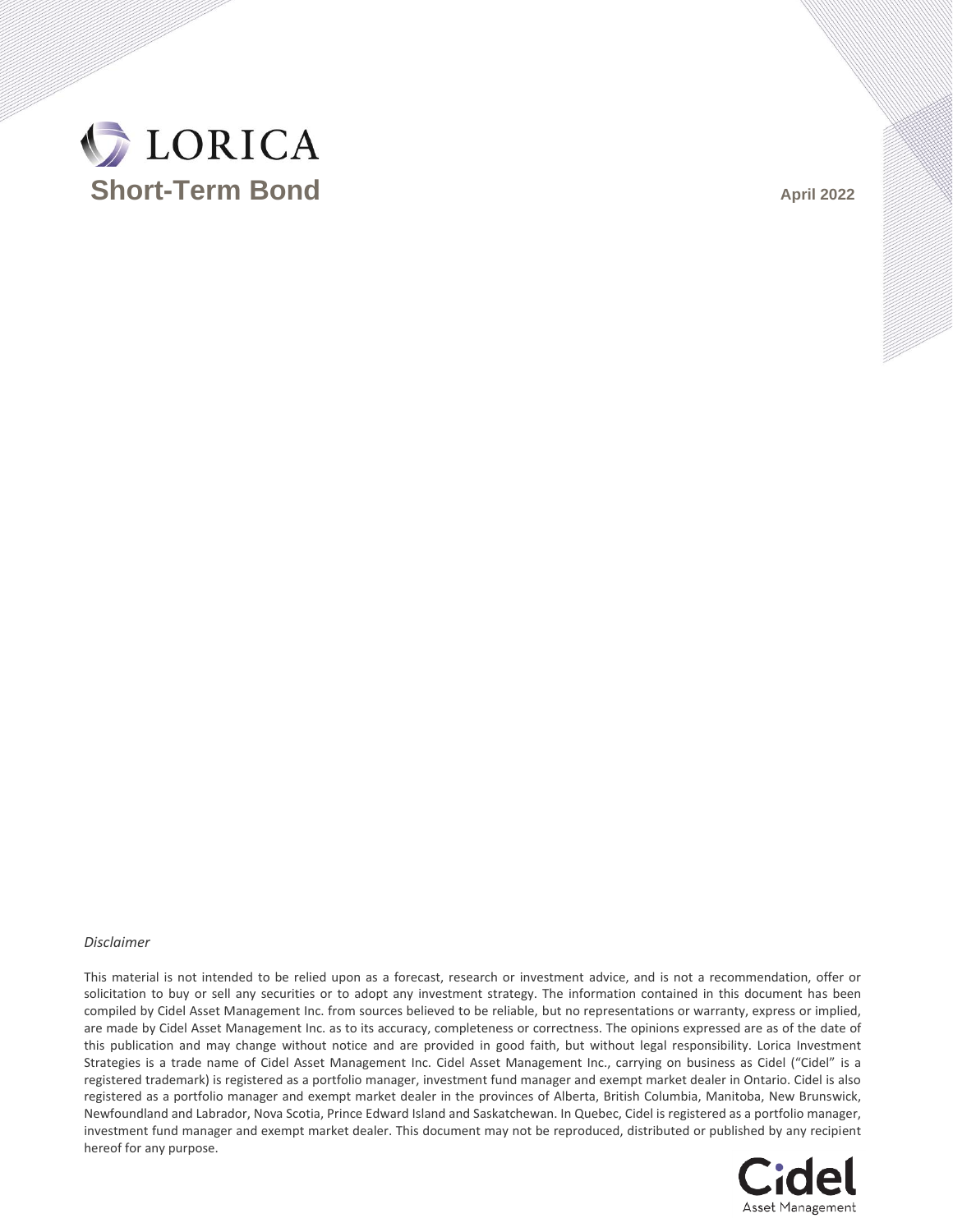# LORICA

## Short-Term Bond

April 2022

*Disclaimer*

This material is not intended to be relied upon as a forecast, research or investment advice, and is not a recommendation, offer or solicitation to buy or sell any securities or to adopt any investment strategy. The information contained in this document has been compiled by Cidel Asset Management Inc. from sources believed to be reliable, but no representations or warranty, express or implied, are made by Cidel Asset Management Inc. as to its accuracy, completeness or correctness. The opinions expressed are as of the date of this publication and may change without notice and are provided in good faith, but without legal responsibility. Lorica Investment Strategies is a trade name of Cidel Asset Management Inc. Cidel Asset Management Inc., carrying on business as Cidel ("Cidel" is a registered trademark) is registered as a portfolio manager, investment fund manager and exempt market dealer in Ontario. Cidel is also registered as a portfolio manager and exempt market dealer in the provinces of Alberta, British Columbia, Manitoba, New Brunswick, Newfoundland and Labrador, Nova Scotia, Prince Edward Island and Saskatchewan. In Quebec, Cidel is registered as a portfolio manager, investment fund manager and exempt market dealer. This document may not be reproduced, distributed or published by any recipient hereof for any purpose.

Cidel
Asset Management